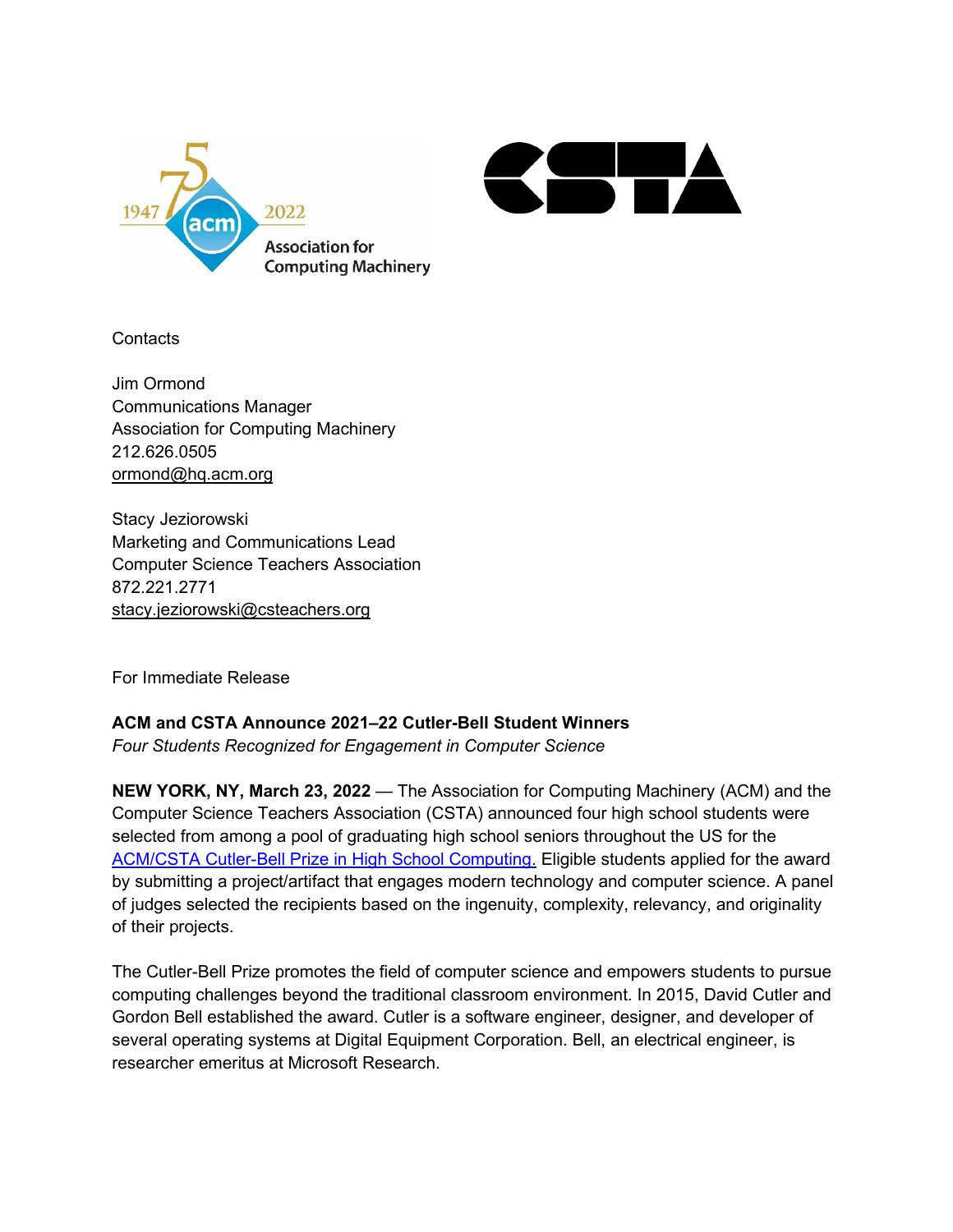Contacts

Jim Ormond
Communications Manager
Association for Computing Machinery
212.626.0505
ormond@hq.acm.org

Stacy Jeziorowski
Marketing and Communications Lead
Computer Science Teachers Association
872.221.2771
stacy.jeziorowski@csteachers.org

For Immediate Release

**ACM and CSTA Announce 2021–22 Cutler-Bell Student Winners**
*Four Students Recognized for Engagement in Computer Science*

**NEW YORK, NY, March 23, 2022** — The Association for Computing Machinery (ACM) and the Computer Science Teachers Association (CSTA) announced four high school students were selected from among a pool of graduating high school seniors throughout the US for the ACM/CSTA Cutler-Bell Prize in High School Computing. Eligible students applied for the award by submitting a project/artifact that engages modern technology and computer science. A panel of judges selected the recipients based on the ingenuity, complexity, relevancy, and originality of their projects.

The Cutler-Bell Prize promotes the field of computer science and empowers students to pursue computing challenges beyond the traditional classroom environment. In 2015, David Cutler and Gordon Bell established the award. Cutler is a software engineer, designer, and developer of several operating systems at Digital Equipment Corporation. Bell, an electrical engineer, is researcher emeritus at Microsoft Research.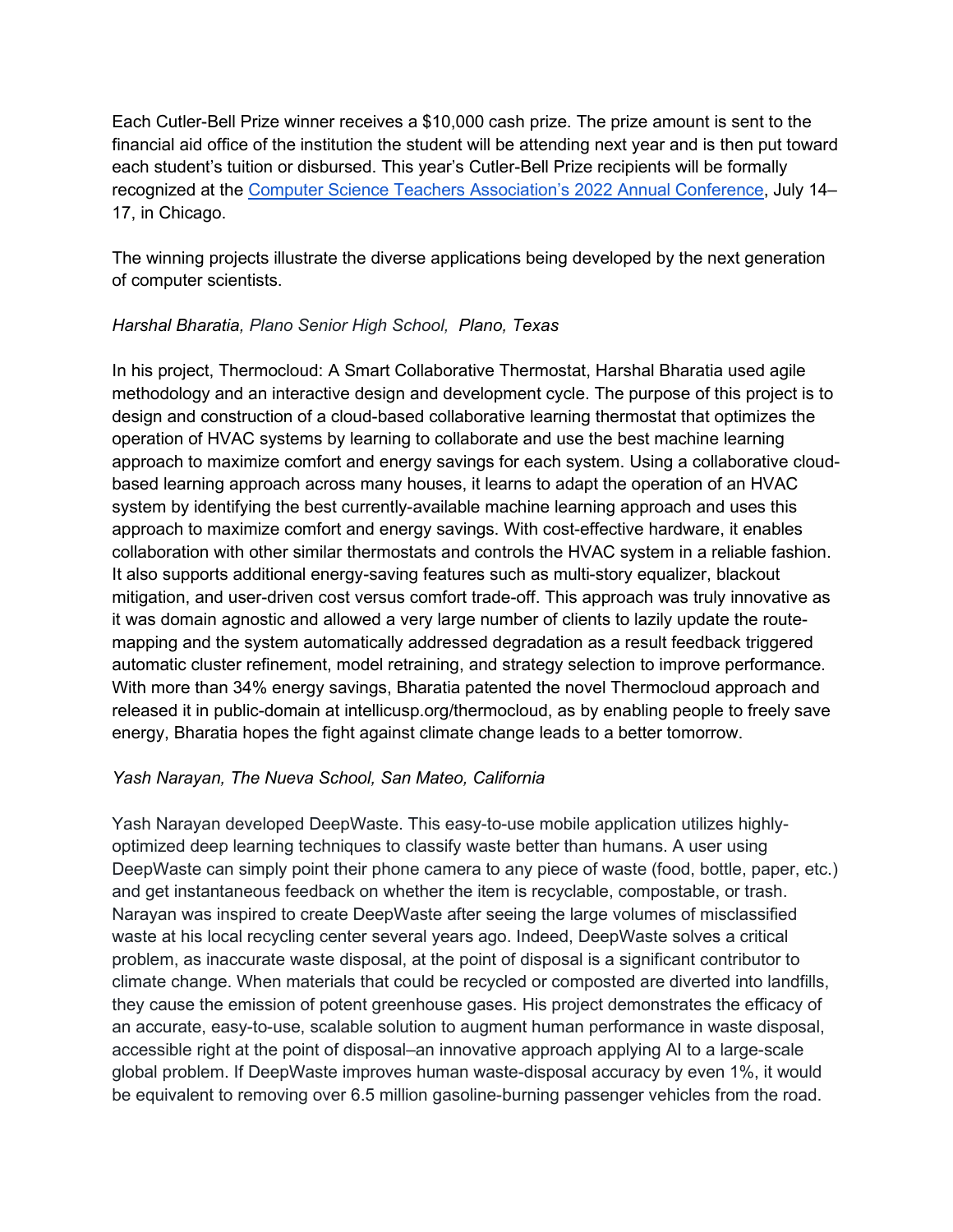Each Cutler-Bell Prize winner receives a $10,000 cash prize. The prize amount is sent to the financial aid office of the institution the student will be attending next year and is then put toward each student's tuition or disbursed. This year's Cutler-Bell Prize recipients will be formally recognized at the [Computer Science Teachers Association's 2022 Annual Conference](), July 14–17, in Chicago.

The winning projects illustrate the diverse applications being developed by the next generation of computer scientists.

*Harshal Bharatia, Plano Senior High School, Plano, Texas*

In his project, Thermocloud: A Smart Collaborative Thermostat, Harshal Bharatia used agile methodology and an interactive design and development cycle. The purpose of this project is to design and construction of a cloud-based collaborative learning thermostat that optimizes the operation of HVAC systems by learning to collaborate and use the best machine learning approach to maximize comfort and energy savings for each system. Using a collaborative cloud-based learning approach across many houses, it learns to adapt the operation of an HVAC system by identifying the best currently-available machine learning approach and uses this approach to maximize comfort and energy savings. With cost-effective hardware, it enables collaboration with other similar thermostats and controls the HVAC system in a reliable fashion. It also supports additional energy-saving features such as multi-story equalizer, blackout mitigation, and user-driven cost versus comfort trade-off. This approach was truly innovative as it was domain agnostic and allowed a very large number of clients to lazily update the route-mapping and the system automatically addressed degradation as a result feedback triggered automatic cluster refinement, model retraining, and strategy selection to improve performance. With more than 34% energy savings, Bharatia patented the novel Thermocloud approach and released it in public-domain at intellicusp.org/thermocloud, as by enabling people to freely save energy, Bharatia hopes the fight against climate change leads to a better tomorrow.

*Yash Narayan, The Nueva School, San Mateo, California*

Yash Narayan developed DeepWaste. This easy-to-use mobile application utilizes highly-optimized deep learning techniques to classify waste better than humans. A user using DeepWaste can simply point their phone camera to any piece of waste (food, bottle, paper, etc.) and get instantaneous feedback on whether the item is recyclable, compostable, or trash. Narayan was inspired to create DeepWaste after seeing the large volumes of misclassified waste at his local recycling center several years ago. Indeed, DeepWaste solves a critical problem, as inaccurate waste disposal, at the point of disposal is a significant contributor to climate change. When materials that could be recycled or composted are diverted into landfills, they cause the emission of potent greenhouse gases. His project demonstrates the efficacy of an accurate, easy-to-use, scalable solution to augment human performance in waste disposal, accessible right at the point of disposal–an innovative approach applying AI to a large-scale global problem. If DeepWaste improves human waste-disposal accuracy by even 1%, it would be equivalent to removing over 6.5 million gasoline-burning passenger vehicles from the road.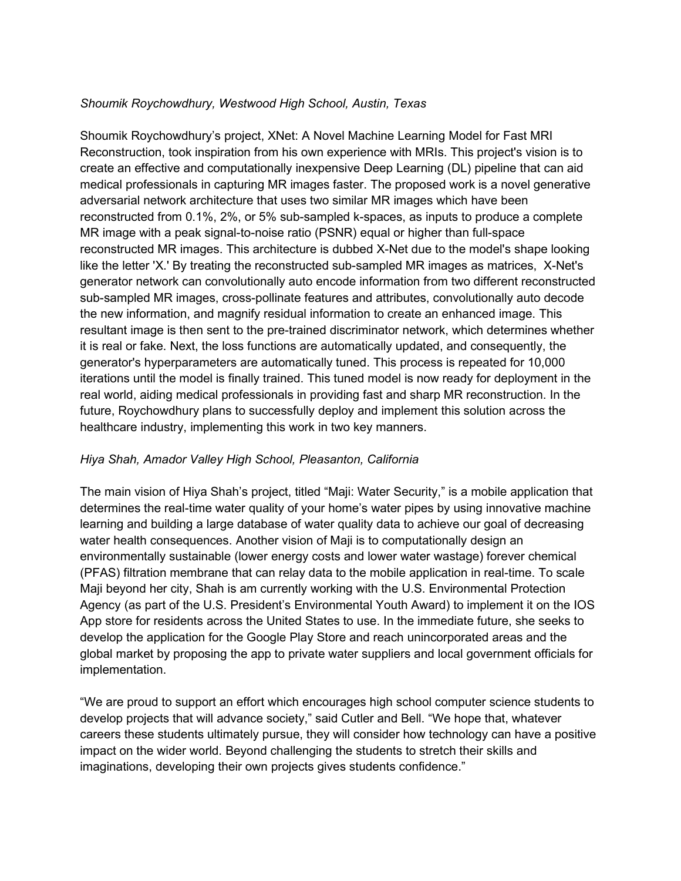*Shoumik Roychowdhury, Westwood High School, Austin, Texas*

Shoumik Roychowdhury's project, XNet: A Novel Machine Learning Model for Fast MRI Reconstruction, took inspiration from his own experience with MRIs. This project's vision is to create an effective and computationally inexpensive Deep Learning (DL) pipeline that can aid medical professionals in capturing MR images faster. The proposed work is a novel generative adversarial network architecture that uses two similar MR images which have been reconstructed from 0.1%, 2%, or 5% sub-sampled k-spaces, as inputs to produce a complete MR image with a peak signal-to-noise ratio (PSNR) equal or higher than full-space reconstructed MR images. This architecture is dubbed X-Net due to the model's shape looking like the letter 'X.' By treating the reconstructed sub-sampled MR images as matrices, X-Net's generator network can convolutionally auto encode information from two different reconstructed sub-sampled MR images, cross-pollinate features and attributes, convolutionally auto decode the new information, and magnify residual information to create an enhanced image. This resultant image is then sent to the pre-trained discriminator network, which determines whether it is real or fake. Next, the loss functions are automatically updated, and consequently, the generator's hyperparameters are automatically tuned. This process is repeated for 10,000 iterations until the model is finally trained. This tuned model is now ready for deployment in the real world, aiding medical professionals in providing fast and sharp MR reconstruction. In the future, Roychowdhury plans to successfully deploy and implement this solution across the healthcare industry, implementing this work in two key manners.

*Hiya Shah, Amador Valley High School, Pleasanton, California*

The main vision of Hiya Shah's project, titled "Maji: Water Security," is a mobile application that determines the real-time water quality of your home's water pipes by using innovative machine learning and building a large database of water quality data to achieve our goal of decreasing water health consequences. Another vision of Maji is to computationally design an environmentally sustainable (lower energy costs and lower water wastage) forever chemical (PFAS) filtration membrane that can relay data to the mobile application in real-time. To scale Maji beyond her city, Shah is am currently working with the U.S. Environmental Protection Agency (as part of the U.S. President's Environmental Youth Award) to implement it on the IOS App store for residents across the United States to use. In the immediate future, she seeks to develop the application for the Google Play Store and reach unincorporated areas and the global market by proposing the app to private water suppliers and local government officials for implementation.

"We are proud to support an effort which encourages high school computer science students to develop projects that will advance society," said Cutler and Bell. "We hope that, whatever careers these students ultimately pursue, they will consider how technology can have a positive impact on the wider world. Beyond challenging the students to stretch their skills and imaginations, developing their own projects gives students confidence."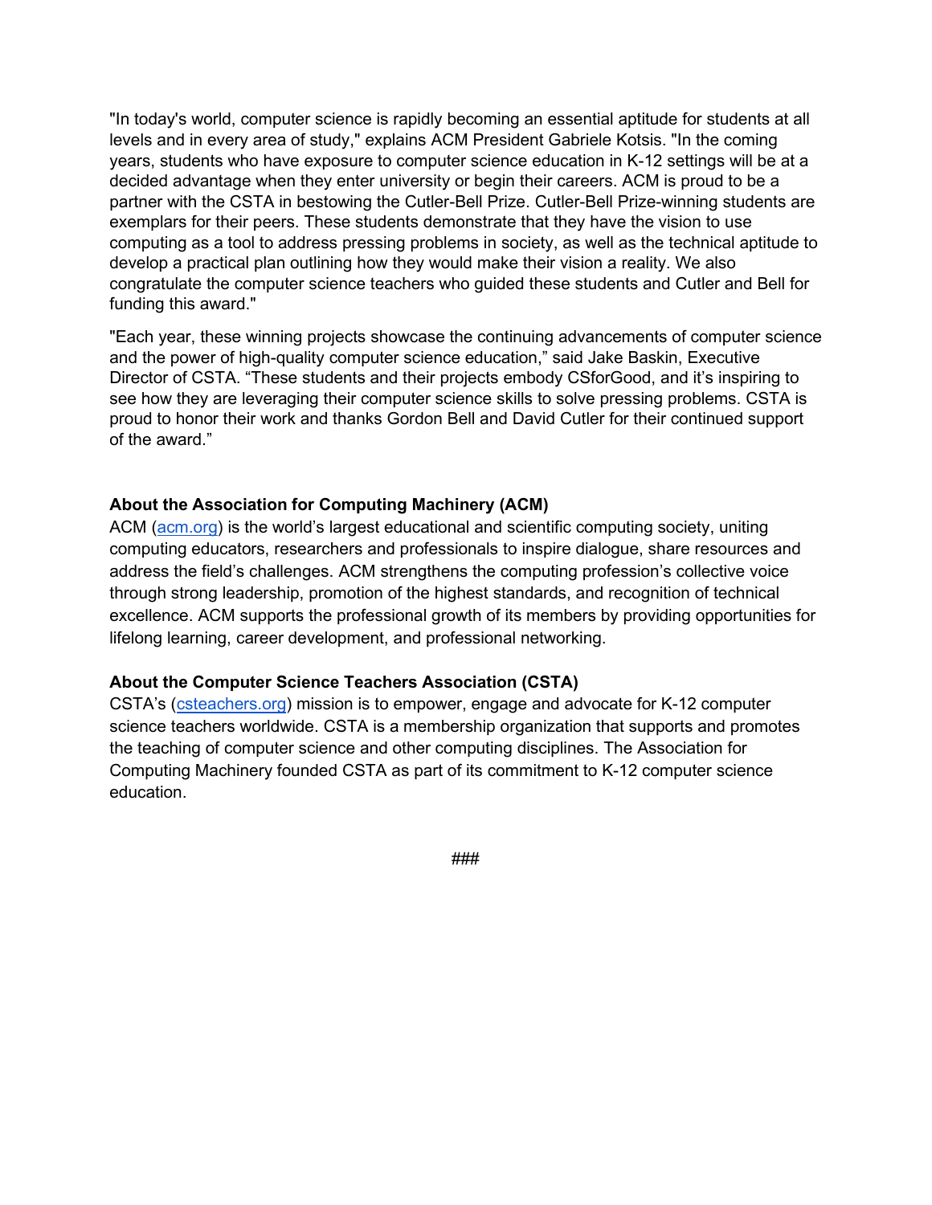"In today's world, computer science is rapidly becoming an essential aptitude for students at all levels and in every area of study," explains ACM President Gabriele Kotsis. "In the coming years, students who have exposure to computer science education in K-12 settings will be at a decided advantage when they enter university or begin their careers. ACM is proud to be a partner with the CSTA in bestowing the Cutler-Bell Prize. Cutler-Bell Prize-winning students are exemplars for their peers. These students demonstrate that they have the vision to use computing as a tool to address pressing problems in society, as well as the technical aptitude to develop a practical plan outlining how they would make their vision a reality. We also congratulate the computer science teachers who guided these students and Cutler and Bell for funding this award."

"Each year, these winning projects showcase the continuing advancements of computer science and the power of high-quality computer science education," said Jake Baskin, Executive Director of CSTA. "These students and their projects embody CSforGood, and it's inspiring to see how they are leveraging their computer science skills to solve pressing problems. CSTA is proud to honor their work and thanks Gordon Bell and David Cutler for their continued support of the award."

**About the Association for Computing Machinery (ACM)**

ACM ([acm.org](acm.org)) is the world's largest educational and scientific computing society, uniting computing educators, researchers and professionals to inspire dialogue, share resources and address the field's challenges. ACM strengthens the computing profession's collective voice through strong leadership, promotion of the highest standards, and recognition of technical excellence. ACM supports the professional growth of its members by providing opportunities for lifelong learning, career development, and professional networking.

**About the Computer Science Teachers Association (CSTA)**

CSTA's ([csteachers.org](csteachers.org)) mission is to empower, engage and advocate for K-12 computer science teachers worldwide. CSTA is a membership organization that supports and promotes the teaching of computer science and other computing disciplines. The Association for Computing Machinery founded CSTA as part of its commitment to K-12 computer science education.

###